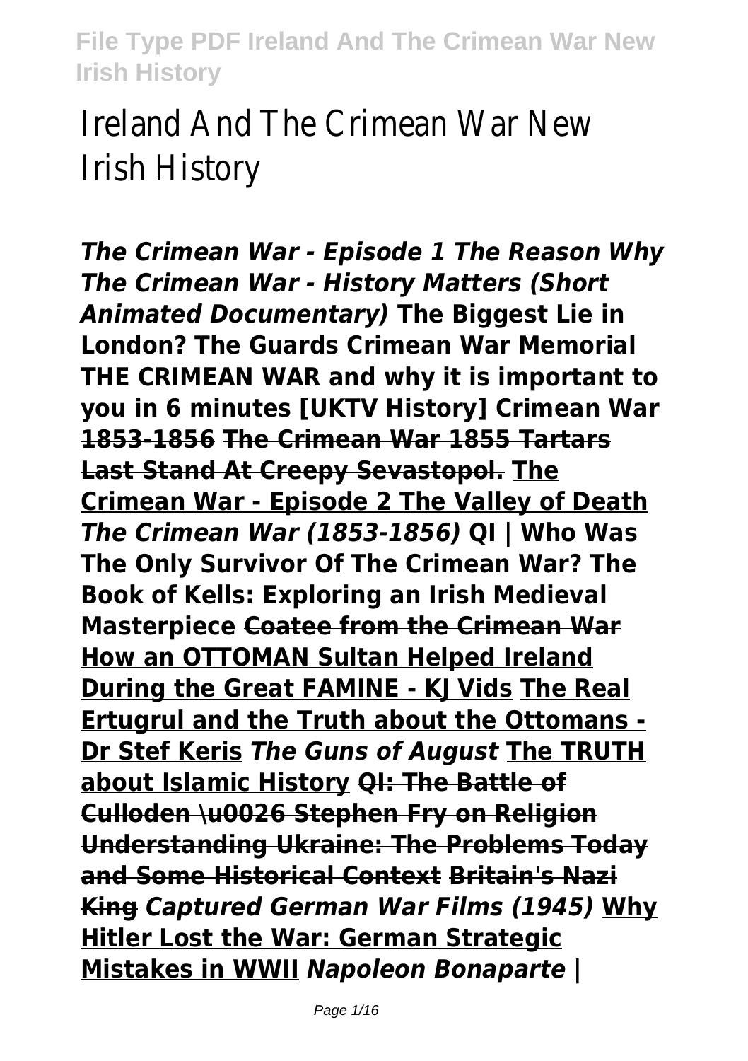# Ireland And The Crimean War New Irish History

***The Crimean War - Episode 1 The Reason Why*** ***The Crimean War - History Matters (Short Animated Documentary)*** **The Biggest Lie in London? The Guards Crimean War Memorial** **THE CRIMEAN WAR and why it is important to you in 6 minutes** **[UKTV History] Crimean War 1853-1856** **The Crimean War 1855 Tartars Last Stand At Creepy Sevastopol.** **The Crimean War - Episode 2 The Valley of Death** ***The Crimean War (1853-1856)*** **QI | Who Was The Only Survivor Of The Crimean War?** **The Book of Kells: Exploring an Irish Medieval Masterpiece** **Coatee from the Crimean War** **How an OTTOMAN Sultan Helped Ireland During the Great FAMINE - KJ Vids** **The Real Ertugrul and the Truth about the Ottomans - Dr Stef Keris** ***The Guns of August*** **The TRUTH about Islamic History** **QI: The Battle of Culloden \u0026 Stephen Fry on Religion** **Understanding Ukraine: The Problems Today and Some Historical Context** **Britain's Nazi King** ***Captured German War Films (1945)*** **Why Hitler Lost the War: German Strategic Mistakes in WWII** ***Napoleon Bonaparte |***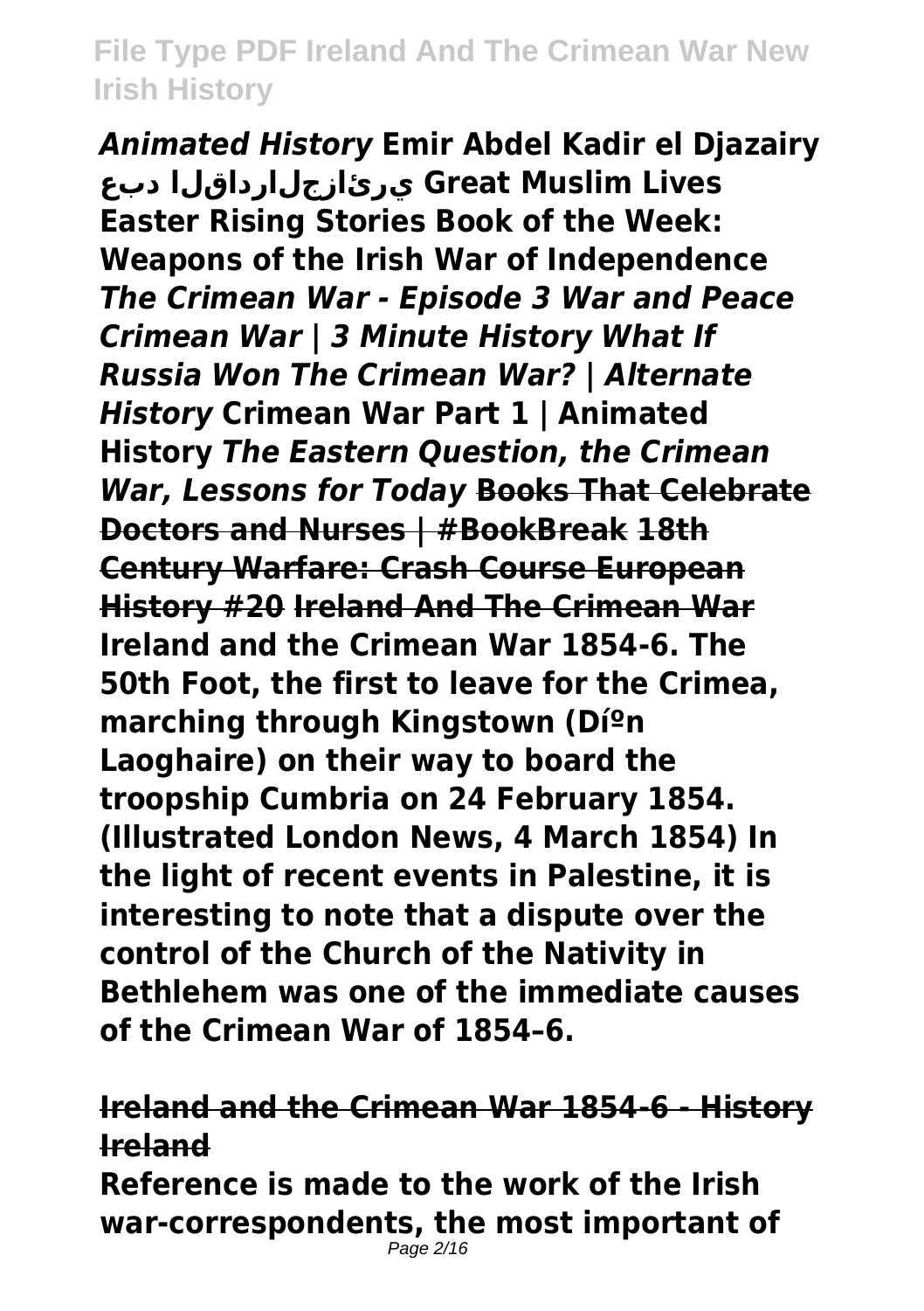*Animated History* **Emir Abdel Kadir el Djazairy يرئازجلارداقلا دبع Great Muslim Lives Easter Rising Stories Book of the Week: Weapons of the Irish War of Independence** *The Crimean War - Episode 3 War and Peace Crimean War | 3 Minute History What If Russia Won The Crimean War? | Alternate History* **Crimean War Part 1 | Animated History** *The Eastern Question, the Crimean War, Lessons for Today* **Books That Celebrate Doctors and Nurses | #BookBreak 18th Century Warfare: Crash Course European History #20 Ireland And The Crimean War**

**Ireland and the Crimean War 1854-6. The 50th Foot, the first to leave for the Crimea, marching through Kingstown (Díºn Laoghaire) on their way to board the troopship Cumbria on 24 February 1854. (Illustrated London News, 4 March 1854) In the light of recent events in Palestine, it is interesting to note that a dispute over the control of the Church of the Nativity in Bethlehem was one of the immediate causes of the Crimean War of 1854–6.**

**Ireland and the Crimean War 1854-6 - History Ireland**

**Reference is made to the work of the Irish war-correspondents, the most important of**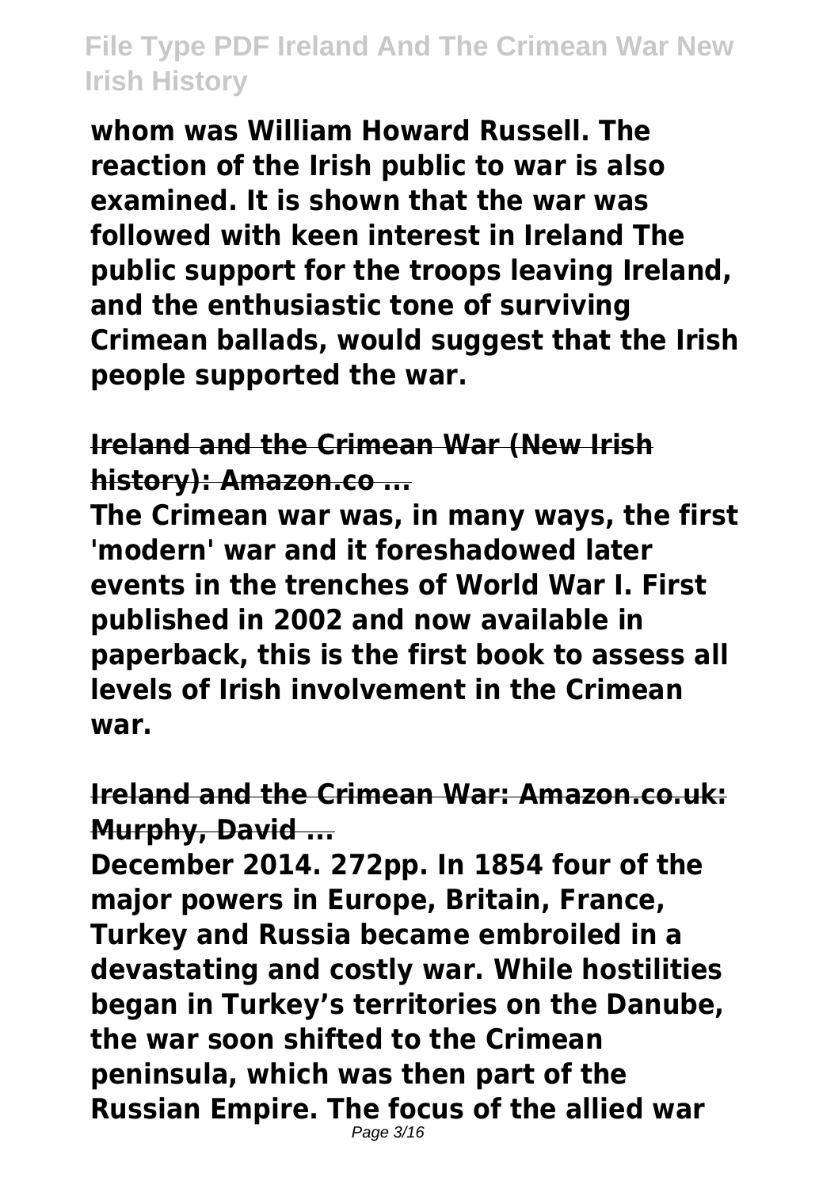**whom was William Howard Russell. The reaction of the Irish public to war is also examined. It is shown that the war was followed with keen interest in Ireland The public support for the troops leaving Ireland, and the enthusiastic tone of surviving Crimean ballads, would suggest that the Irish people supported the war.**

**Ireland and the Crimean War (New Irish history): Amazon.co ...**

**The Crimean war was, in many ways, the first 'modern' war and it foreshadowed later events in the trenches of World War I. First published in 2002 and now available in paperback, this is the first book to assess all levels of Irish involvement in the Crimean war.**

**Ireland and the Crimean War: Amazon.co.uk: Murphy, David ...**

**December 2014. 272pp. In 1854 four of the major powers in Europe, Britain, France, Turkey and Russia became embroiled in a devastating and costly war. While hostilities began in Turkey's territories on the Danube, the war soon shifted to the Crimean peninsula, which was then part of the Russian Empire. The focus of the allied war**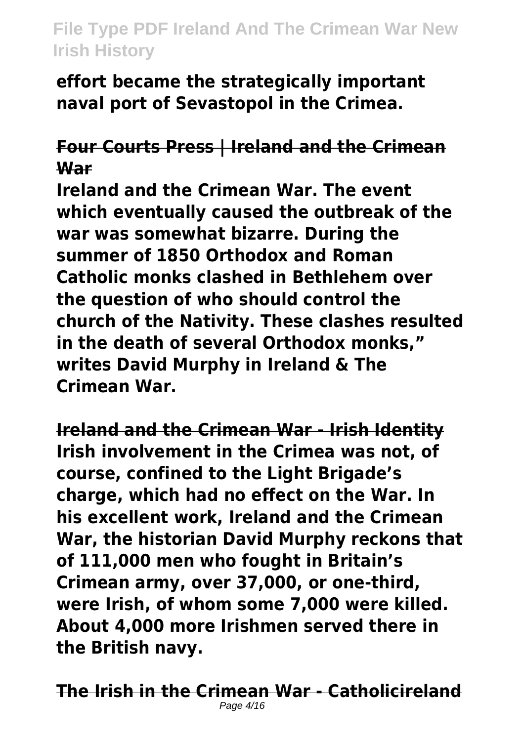**effort became the strategically important naval port of Sevastopol in the Crimea.**

## Four Courts Press | Ireland and the Crimean War

**Ireland and the Crimean War. The event which eventually caused the outbreak of the war was somewhat bizarre. During the summer of 1850 Orthodox and Roman Catholic monks clashed in Bethlehem over the question of who should control the church of the Nativity. These clashes resulted in the death of several Orthodox monks," writes David Murphy in Ireland & The Crimean War.**

## Ireland and the Crimean War - Irish Identity

**Irish involvement in the Crimea was not, of course, confined to the Light Brigade's charge, which had no effect on the War. In his excellent work, Ireland and the Crimean War, the historian David Murphy reckons that of 111,000 men who fought in Britain's Crimean army, over 37,000, or one-third, were Irish, of whom some 7,000 were killed. About 4,000 more Irishmen served there in the British navy.**

## The Irish in the Crimean War - Catholicireland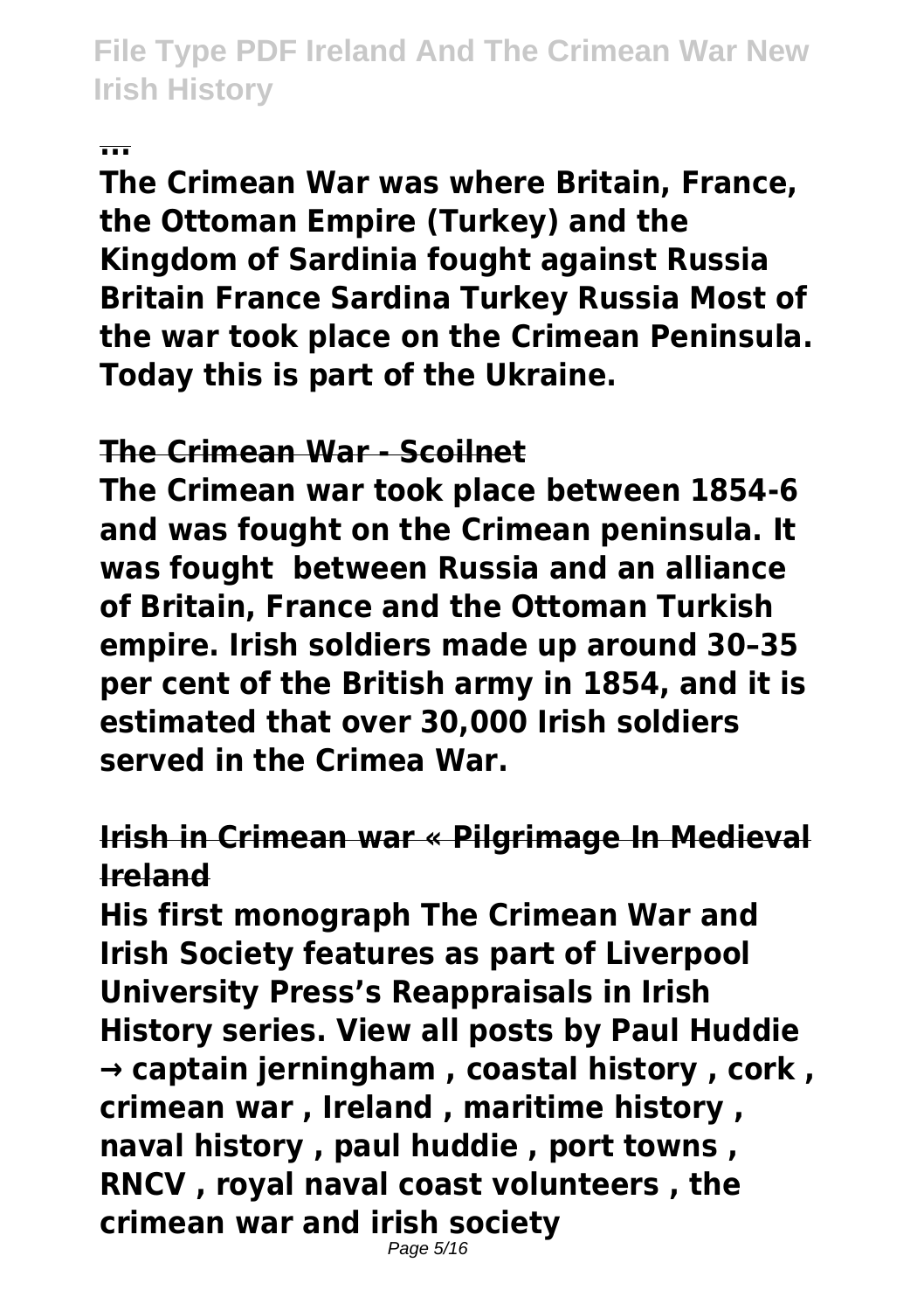**...**

**The Crimean War was where Britain, France, the Ottoman Empire (Turkey) and the Kingdom of Sardinia fought against Russia Britain France Sardina Turkey Russia Most of the war took place on the Crimean Peninsula. Today this is part of the Ukraine.**

**The Crimean War - Scoilnet**

**The Crimean war took place between 1854-6 and was fought on the Crimean peninsula. It was fought  between Russia and an alliance of Britain, France and the Ottoman Turkish empire. Irish soldiers made up around 30–35 per cent of the British army in 1854, and it is estimated that over 30,000 Irish soldiers served in the Crimea War.**

**Irish in Crimean war « Pilgrimage In Medieval Ireland**

**His first monograph The Crimean War and Irish Society features as part of Liverpool University Press's Reappraisals in Irish History series. View all posts by Paul Huddie → captain jerningham , coastal history , cork , crimean war , Ireland , maritime history , naval history , paul huddie , port towns , RNCV , royal naval coast volunteers , the crimean war and irish society**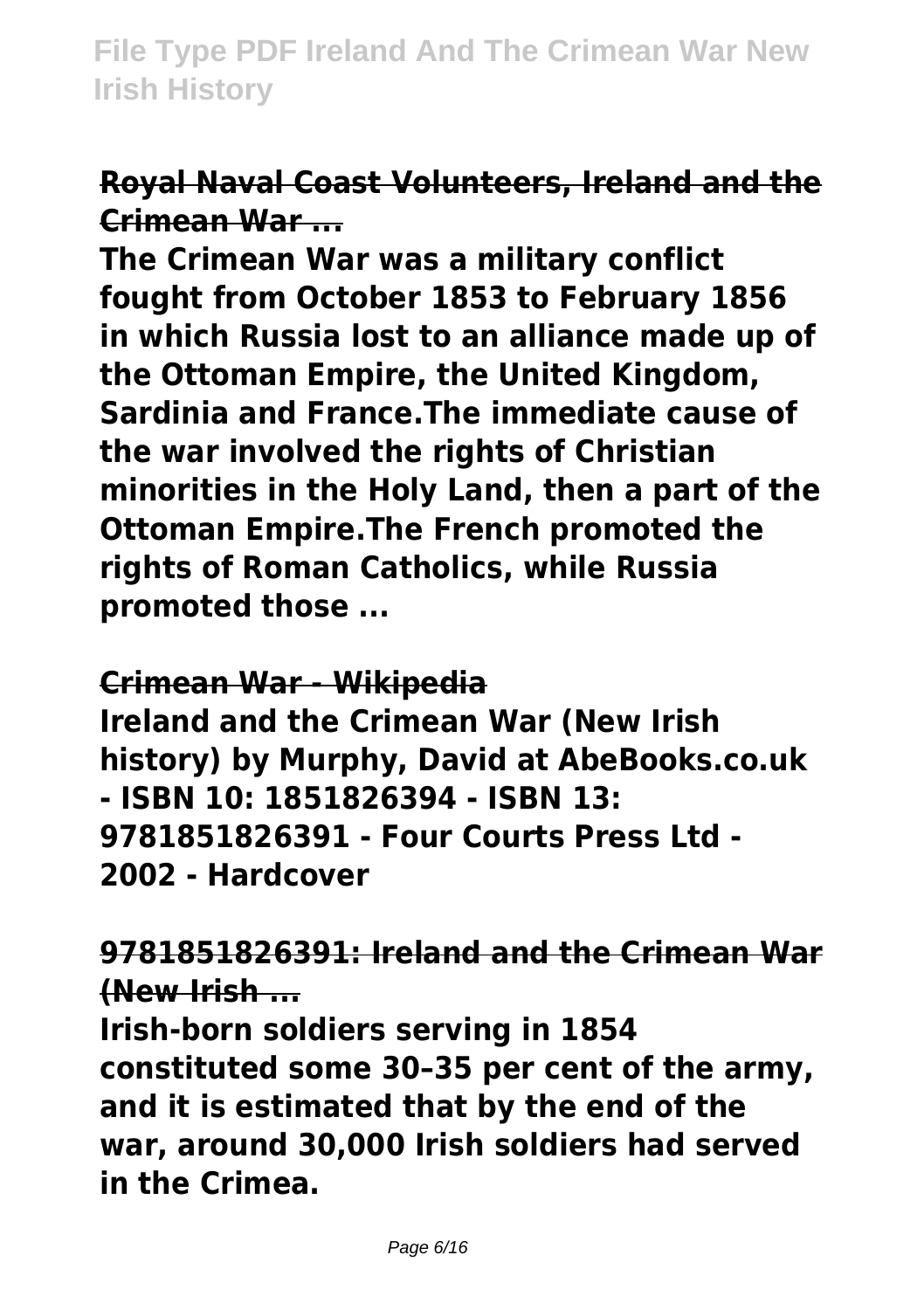**Royal Naval Coast Volunteers, Ireland and the Crimean War ...**

**The Crimean War was a military conflict fought from October 1853 to February 1856 in which Russia lost to an alliance made up of the Ottoman Empire, the United Kingdom, Sardinia and France.The immediate cause of the war involved the rights of Christian minorities in the Holy Land, then a part of the Ottoman Empire.The French promoted the rights of Roman Catholics, while Russia promoted those ...**

**Crimean War - Wikipedia**

**Ireland and the Crimean War (New Irish history) by Murphy, David at AbeBooks.co.uk - ISBN 10: 1851826394 - ISBN 13: 9781851826391 - Four Courts Press Ltd - 2002 - Hardcover**

**9781851826391: Ireland and the Crimean War (New Irish ...**

**Irish-born soldiers serving in 1854 constituted some 30–35 per cent of the army, and it is estimated that by the end of the war, around 30,000 Irish soldiers had served in the Crimea.**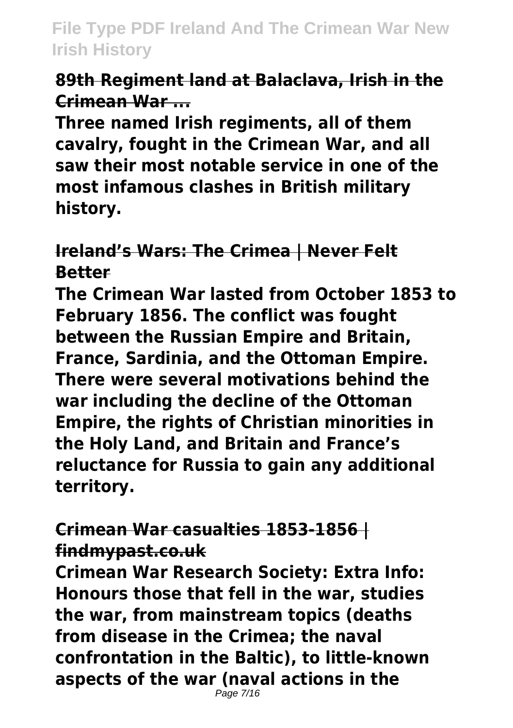**89th Regiment land at Balaclava, Irish in the Crimean War ...**

**Three named Irish regiments, all of them cavalry, fought in the Crimean War, and all saw their most notable service in one of the most infamous clashes in British military history.**

**Ireland's Wars: The Crimea | Never Felt Better**

**The Crimean War lasted from October 1853 to February 1856. The conflict was fought between the Russian Empire and Britain, France, Sardinia, and the Ottoman Empire. There were several motivations behind the war including the decline of the Ottoman Empire, the rights of Christian minorities in the Holy Land, and Britain and France's reluctance for Russia to gain any additional territory.**

**Crimean War casualties 1853-1856 | findmypast.co.uk**

**Crimean War Research Society: Extra Info: Honours those that fell in the war, studies the war, from mainstream topics (deaths from disease in the Crimea; the naval confrontation in the Baltic), to little-known aspects of the war (naval actions in the**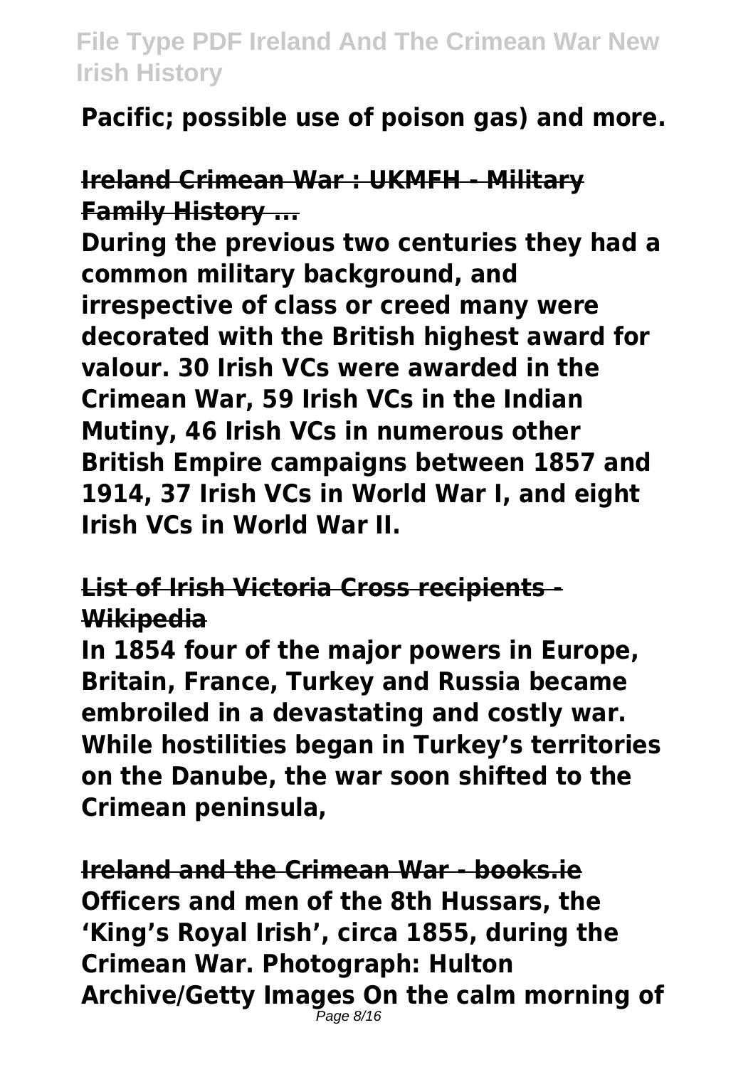**Pacific; possible use of poison gas) and more.**

**Ireland Crimean War : UKMFH - Military Family History ...**

**During the previous two centuries they had a common military background, and irrespective of class or creed many were decorated with the British highest award for valour. 30 Irish VCs were awarded in the Crimean War, 59 Irish VCs in the Indian Mutiny, 46 Irish VCs in numerous other British Empire campaigns between 1857 and 1914, 37 Irish VCs in World War I, and eight Irish VCs in World War II.**

**List of Irish Victoria Cross recipients - Wikipedia**

**In 1854 four of the major powers in Europe, Britain, France, Turkey and Russia became embroiled in a devastating and costly war. While hostilities began in Turkey's territories on the Danube, the war soon shifted to the Crimean peninsula,**

**Ireland and the Crimean War - books.ie**

**Officers and men of the 8th Hussars, the 'King's Royal Irish', circa 1855, during the Crimean War. Photograph: Hulton Archive/Getty Images On the calm morning of**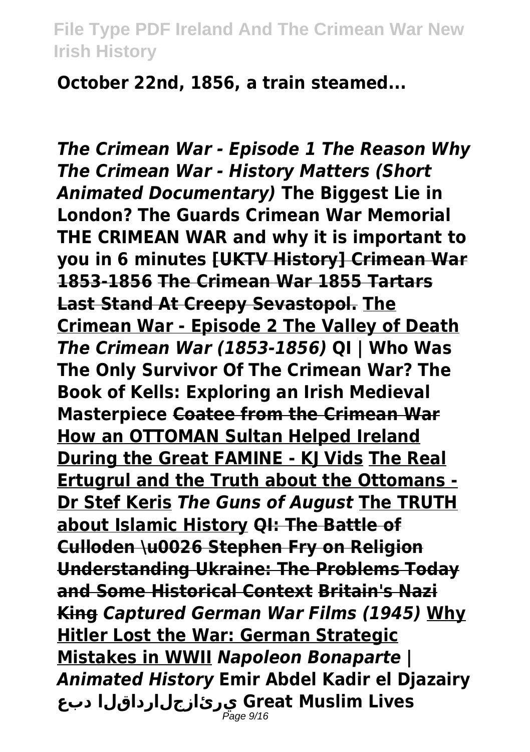**October 22nd, 1856, a train steamed...**

***The Crimean War - Episode 1 The Reason Why*** ***The Crimean War - History Matters (Short Animated Documentary)*** **The Biggest Lie in London? The Guards Crimean War Memorial** **THE CRIMEAN WAR and why it is important to you in 6 minutes** **~~[UKTV History] Crimean War 1853-1856~~** **~~The Crimean War 1855 Tartars Last Stand At Creepy Sevastopol.~~** **The Crimean War - Episode 2 The Valley of Death** ***The Crimean War (1853-1856)*** **QI | Who Was The Only Survivor Of The Crimean War?** **The Book of Kells: Exploring an Irish Medieval Masterpiece** **~~Coatee from the Crimean War~~** **How an OTTOMAN Sultan Helped Ireland During the Great FAMINE - KJ Vids** **The Real Ertugrul and the Truth about the Ottomans - Dr Stef Keris** ***The Guns of August*** **The TRUTH about Islamic History** **~~QI: The Battle of Culloden \u0026 Stephen Fry on Religion~~** **~~Understanding Ukraine: The Problems Today and Some Historical Context~~** **~~Britain's Nazi King~~** ***Captured German War Films (1945)*** **Why Hitler Lost the War: German Strategic Mistakes in WWII** ***Napoleon Bonaparte | Animated History*** **Emir Abdel Kadir el Djazairy عبد القادرالجزائري Great Muslim Lives**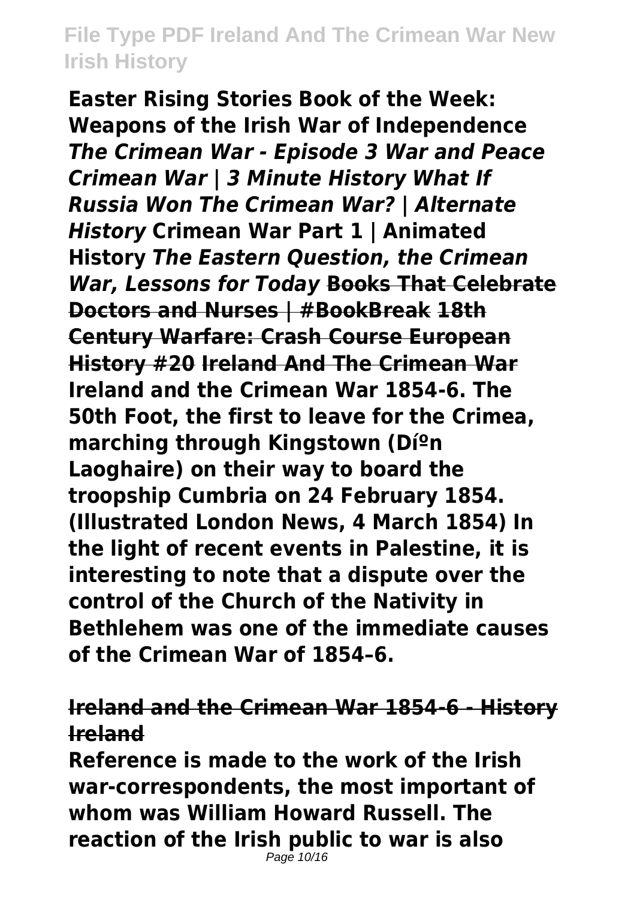**Easter Rising Stories Book of the Week: Weapons of the Irish War of Independence** ***The Crimean War - Episode 3 War and Peace Crimean War | 3 Minute History What If Russia Won The Crimean War? | Alternate History*** **Crimean War Part 1 | Animated History** ***The Eastern Question, the Crimean War, Lessons for Today*** **~~Books That Celebrate Doctors and Nurses | #BookBreak~~ ~~18th Century Warfare: Crash Course European History #20~~ ~~Ireland And The Crimean War~~**

**Ireland and the Crimean War 1854-6. The 50th Foot, the first to leave for the Crimea, marching through Kingstown (Dún Laoghaire) on their way to board the troopship Cumbria on 24 February 1854. (Illustrated London News, 4 March 1854) In the light of recent events in Palestine, it is interesting to note that a dispute over the control of the Church of the Nativity in Bethlehem was one of the immediate causes of the Crimean War of 1854–6.**

**~~Ireland and the Crimean War 1854-6 - History Ireland~~**

**Reference is made to the work of the Irish war-correspondents, the most important of whom was William Howard Russell. The reaction of the Irish public to war is also**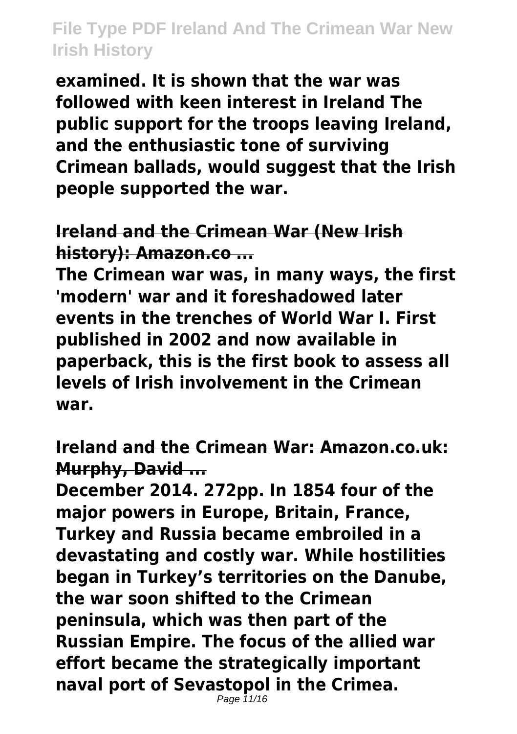**examined. It is shown that the war was followed with keen interest in Ireland The public support for the troops leaving Ireland, and the enthusiastic tone of surviving Crimean ballads, would suggest that the Irish people supported the war.**

**Ireland and the Crimean War (New Irish history): Amazon.co ...**

**The Crimean war was, in many ways, the first 'modern' war and it foreshadowed later events in the trenches of World War I. First published in 2002 and now available in paperback, this is the first book to assess all levels of Irish involvement in the Crimean war.**

**Ireland and the Crimean War: Amazon.co.uk: Murphy, David ...**

**December 2014. 272pp. In 1854 four of the major powers in Europe, Britain, France, Turkey and Russia became embroiled in a devastating and costly war. While hostilities began in Turkey's territories on the Danube, the war soon shifted to the Crimean peninsula, which was then part of the Russian Empire. The focus of the allied war effort became the strategically important naval port of Sevastopol in the Crimea.**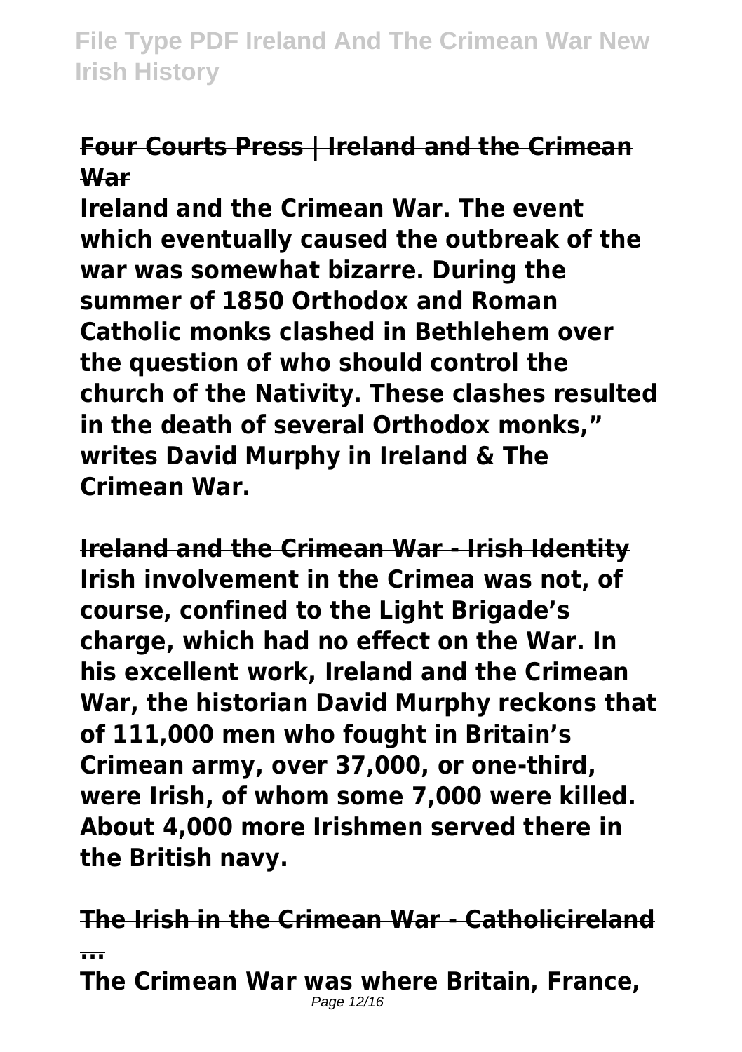**Four Courts Press | Ireland and the Crimean War**

**Ireland and the Crimean War. The event which eventually caused the outbreak of the war was somewhat bizarre. During the summer of 1850 Orthodox and Roman Catholic monks clashed in Bethlehem over the question of who should control the church of the Nativity. These clashes resulted in the death of several Orthodox monks," writes David Murphy in Ireland & The Crimean War.**

**Ireland and the Crimean War - Irish Identity**

**Irish involvement in the Crimea was not, of course, confined to the Light Brigade's charge, which had no effect on the War. In his excellent work, Ireland and the Crimean War, the historian David Murphy reckons that of 111,000 men who fought in Britain's Crimean army, over 37,000, or one-third, were Irish, of whom some 7,000 were killed. About 4,000 more Irishmen served there in the British navy.**

**The Irish in the Crimean War - Catholicireland ...**

**The Crimean War was where Britain, France,**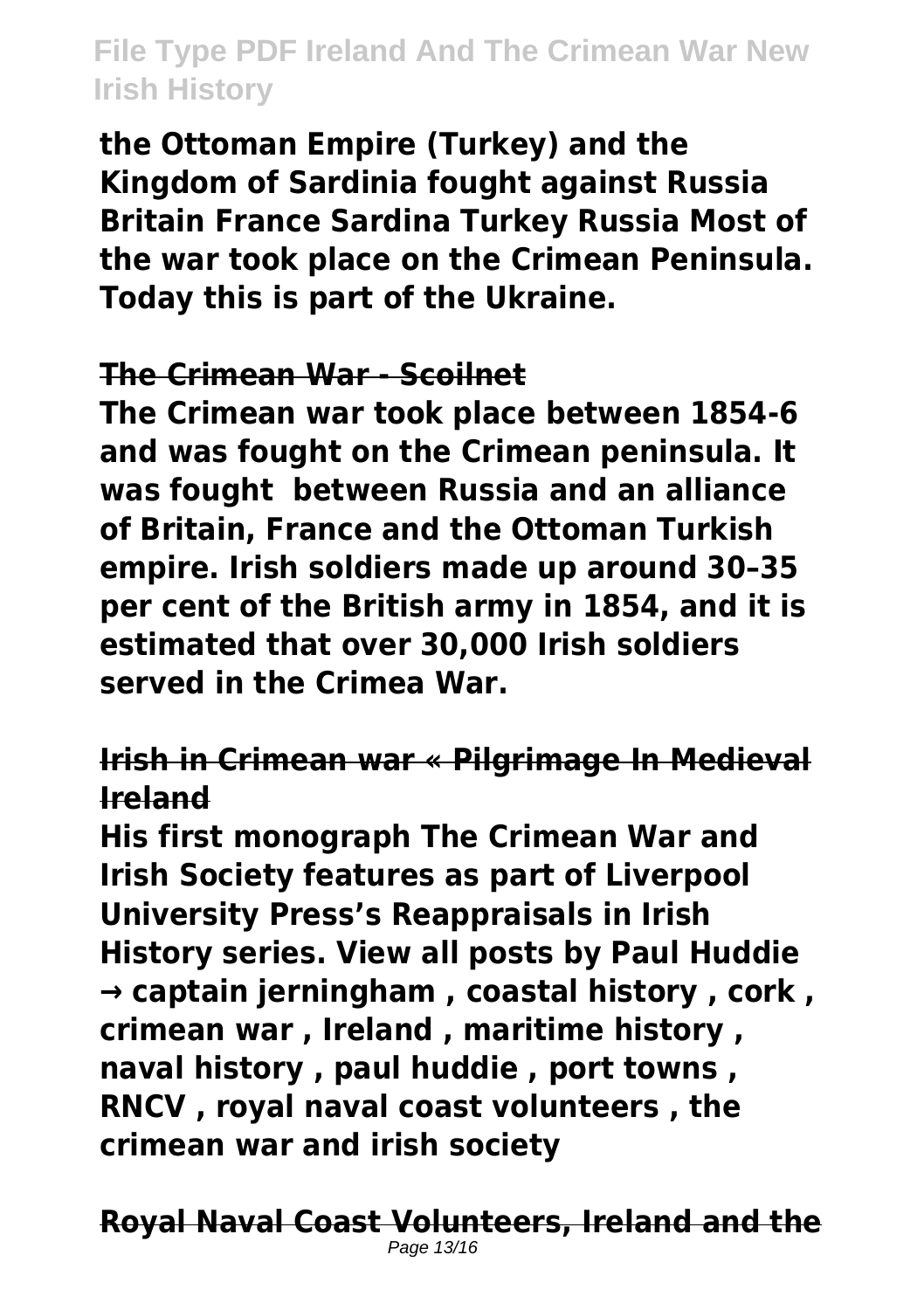**the Ottoman Empire (Turkey) and the Kingdom of Sardinia fought against Russia Britain France Sardina Turkey Russia Most of the war took place on the Crimean Peninsula. Today this is part of the Ukraine.**

**The Crimean War - Scoilnet**

**The Crimean war took place between 1854-6 and was fought on the Crimean peninsula. It was fought  between Russia and an alliance of Britain, France and the Ottoman Turkish empire. Irish soldiers made up around 30–35 per cent of the British army in 1854, and it is estimated that over 30,000 Irish soldiers served in the Crimea War.**

**Irish in Crimean war « Pilgrimage In Medieval Ireland**

**His first monograph The Crimean War and Irish Society features as part of Liverpool University Press's Reappraisals in Irish History series. View all posts by Paul Huddie → captain jerningham , coastal history , cork , crimean war , Ireland , maritime history , naval history , paul huddie , port towns , RNCV , royal naval coast volunteers , the crimean war and irish society**

**Royal Naval Coast Volunteers, Ireland and the**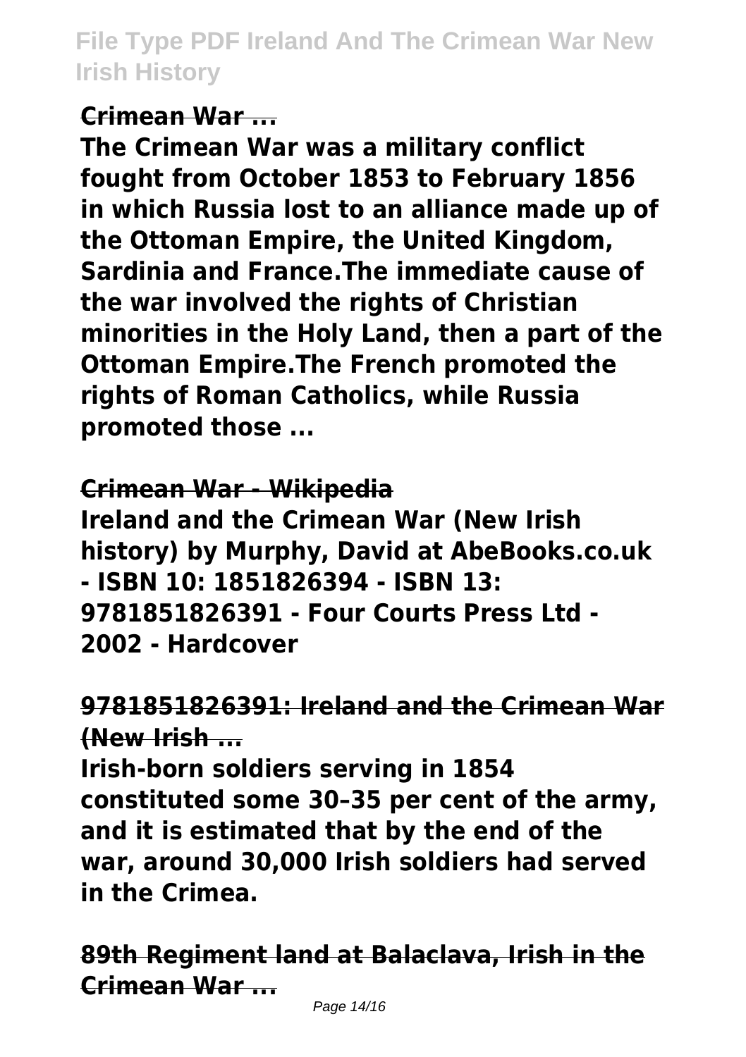**Crimean War ...**

**The Crimean War was a military conflict fought from October 1853 to February 1856 in which Russia lost to an alliance made up of the Ottoman Empire, the United Kingdom, Sardinia and France.The immediate cause of the war involved the rights of Christian minorities in the Holy Land, then a part of the Ottoman Empire.The French promoted the rights of Roman Catholics, while Russia promoted those ...**

**Crimean War - Wikipedia**

**Ireland and the Crimean War (New Irish history) by Murphy, David at AbeBooks.co.uk - ISBN 10: 1851826394 - ISBN 13: 9781851826391 - Four Courts Press Ltd - 2002 - Hardcover**

**9781851826391: Ireland and the Crimean War (New Irish ...**

**Irish-born soldiers serving in 1854 constituted some 30–35 per cent of the army, and it is estimated that by the end of the war, around 30,000 Irish soldiers had served in the Crimea.**

**89th Regiment land at Balaclava, Irish in the Crimean War ...**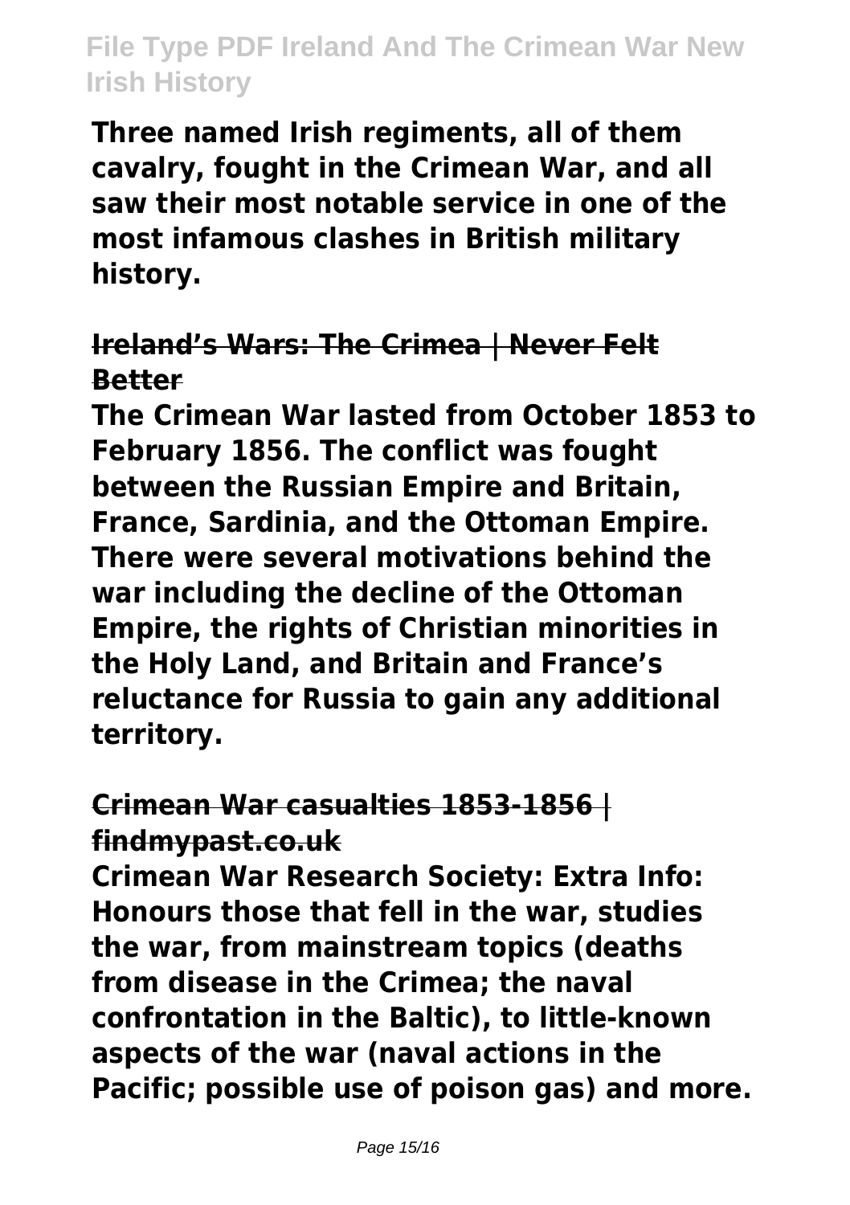**Three named Irish regiments, all of them cavalry, fought in the Crimean War, and all saw their most notable service in one of the most infamous clashes in British military history.**

**~~Ireland's Wars: The Crimea | Never Felt Better~~**

**The Crimean War lasted from October 1853 to February 1856. The conflict was fought between the Russian Empire and Britain, France, Sardinia, and the Ottoman Empire. There were several motivations behind the war including the decline of the Ottoman Empire, the rights of Christian minorities in the Holy Land, and Britain and France's reluctance for Russia to gain any additional territory.**

**Crimean War casualties 1853-1856 | findmypast.co.uk**

**Crimean War Research Society: Extra Info: Honours those that fell in the war, studies the war, from mainstream topics (deaths from disease in the Crimea; the naval confrontation in the Baltic), to little-known aspects of the war (naval actions in the Pacific; possible use of poison gas) and more.**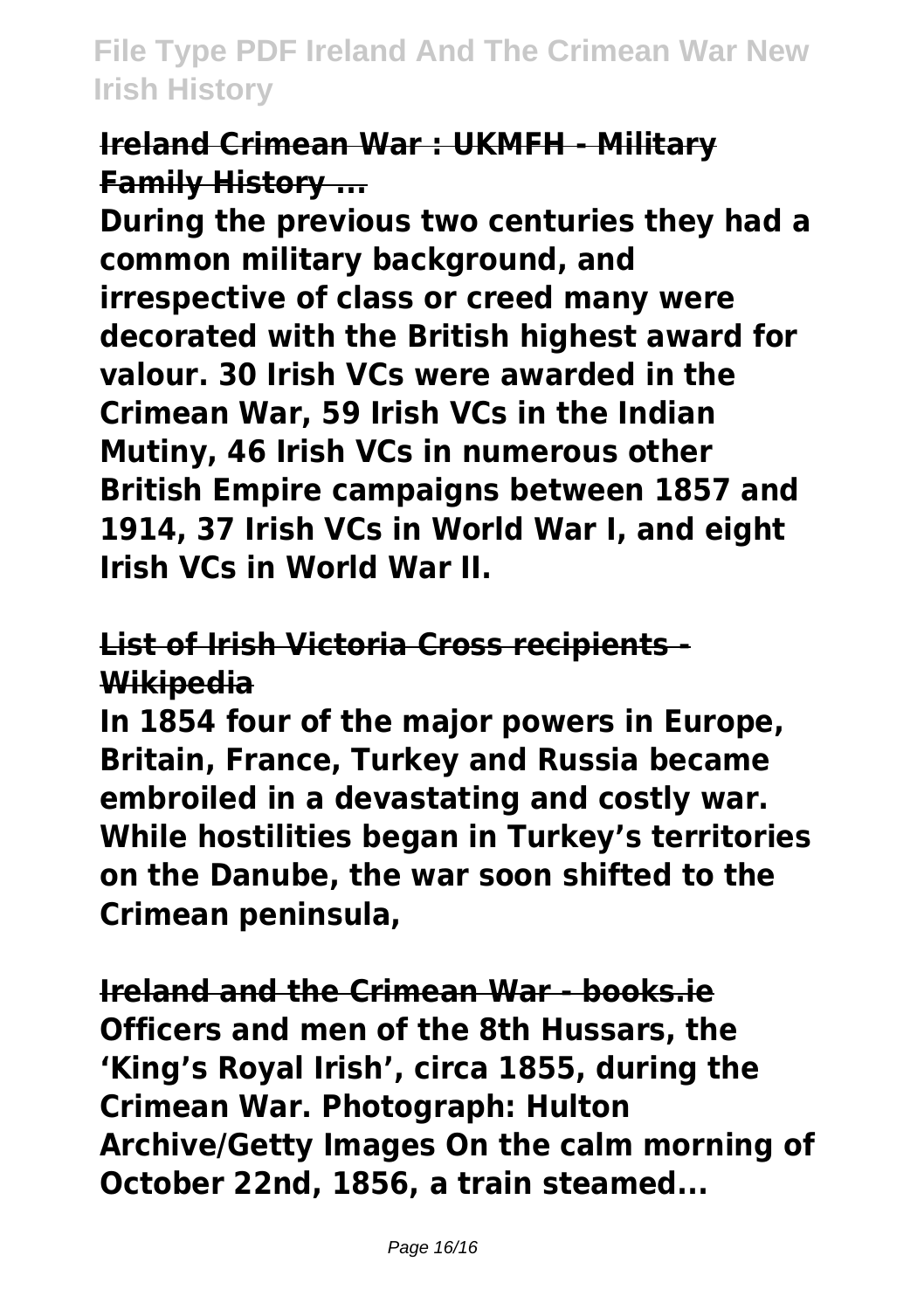**Ireland Crimean War : UKMFH - Military Family History ...**

**During the previous two centuries they had a common military background, and irrespective of class or creed many were decorated with the British highest award for valour. 30 Irish VCs were awarded in the Crimean War, 59 Irish VCs in the Indian Mutiny, 46 Irish VCs in numerous other British Empire campaigns between 1857 and 1914, 37 Irish VCs in World War I, and eight Irish VCs in World War II.**

**List of Irish Victoria Cross recipients - Wikipedia**

**In 1854 four of the major powers in Europe, Britain, France, Turkey and Russia became embroiled in a devastating and costly war. While hostilities began in Turkey's territories on the Danube, the war soon shifted to the Crimean peninsula,**

**Ireland and the Crimean War - books.ie**

**Officers and men of the 8th Hussars, the 'King's Royal Irish', circa 1855, during the Crimean War. Photograph: Hulton Archive/Getty Images On the calm morning of October 22nd, 1856, a train steamed...**